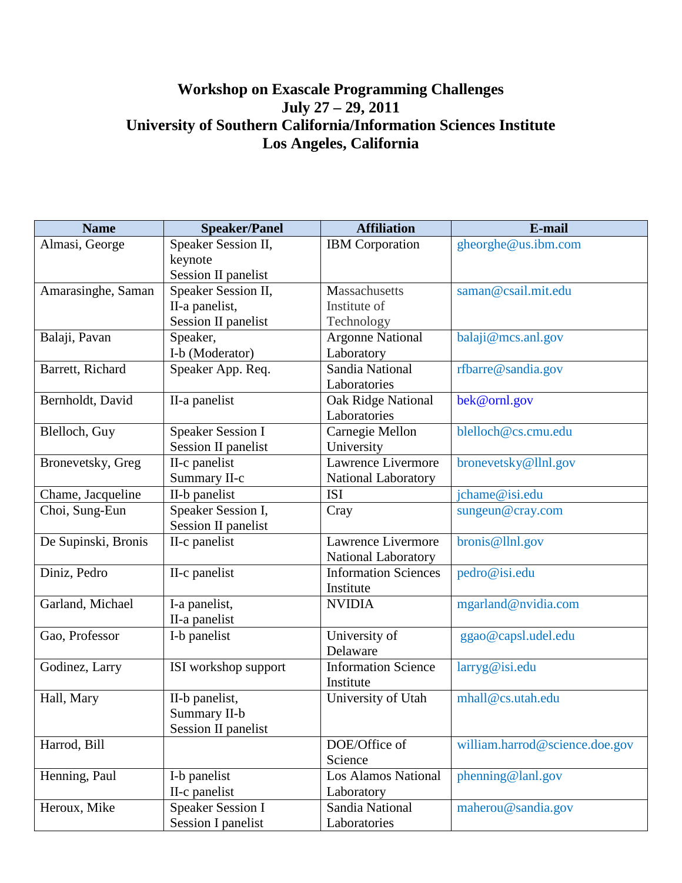# Workshop on Exascale Programming Challenges
## July 27 – 29, 2011
## University of Southern California/Information Sciences Institute
## Los Angeles, California

| Name | Speaker/Panel | Affiliation | E-mail |
|---|---|---|---|
| Almasi, George | Speaker Session II, keynote Session II panelist | IBM Corporation | gheorghe@us.ibm.com |
| Amarasinghe, Saman | Speaker Session II, II-a panelist, Session II panelist | Massachusetts Institute of Technology | saman@csail.mit.edu |
| Balaji, Pavan | Speaker, I-b (Moderator) | Argonne National Laboratory | balaji@mcs.anl.gov |
| Barrett, Richard | Speaker App. Req. | Sandia National Laboratories | rfbarre@sandia.gov |
| Bernholdt, David | II-a panelist | Oak Ridge National Laboratories | bek@ornl.gov |
| Blelloch, Guy | Speaker Session I Session II panelist | Carnegie Mellon University | blelloch@cs.cmu.edu |
| Bronevetsky, Greg | II-c panelist Summary II-c | Lawrence Livermore National Laboratory | bronevetsky@llnl.gov |
| Chame, Jacqueline | II-b panelist | ISI | jchame@isi.edu |
| Choi, Sung-Eun | Speaker Session I, Session II panelist | Cray | sungeun@cray.com |
| De Supinski, Bronis | II-c panelist | Lawrence Livermore National Laboratory | bronis@llnl.gov |
| Diniz, Pedro | II-c panelist | Information Sciences Institute | pedro@isi.edu |
| Garland, Michael | I-a panelist, II-a panelist | NVIDIA | mgarland@nvidia.com |
| Gao, Professor | I-b panelist | University of Delaware | ggao@capsl.udel.edu |
| Godinez, Larry | ISI workshop support | Information Science Institute | larryg@isi.edu |
| Hall, Mary | II-b panelist, Summary II-b Session II panelist | University of Utah | mhall@cs.utah.edu |
| Harrod, Bill | | DOE/Office of Science | william.harrod@science.doe.gov |
| Henning, Paul | I-b panelist II-c panelist | Los Alamos National Laboratory | phenning@lanl.gov |
| Heroux, Mike | Speaker Session I Session I panelist | Sandia National Laboratories | maherou@sandia.gov |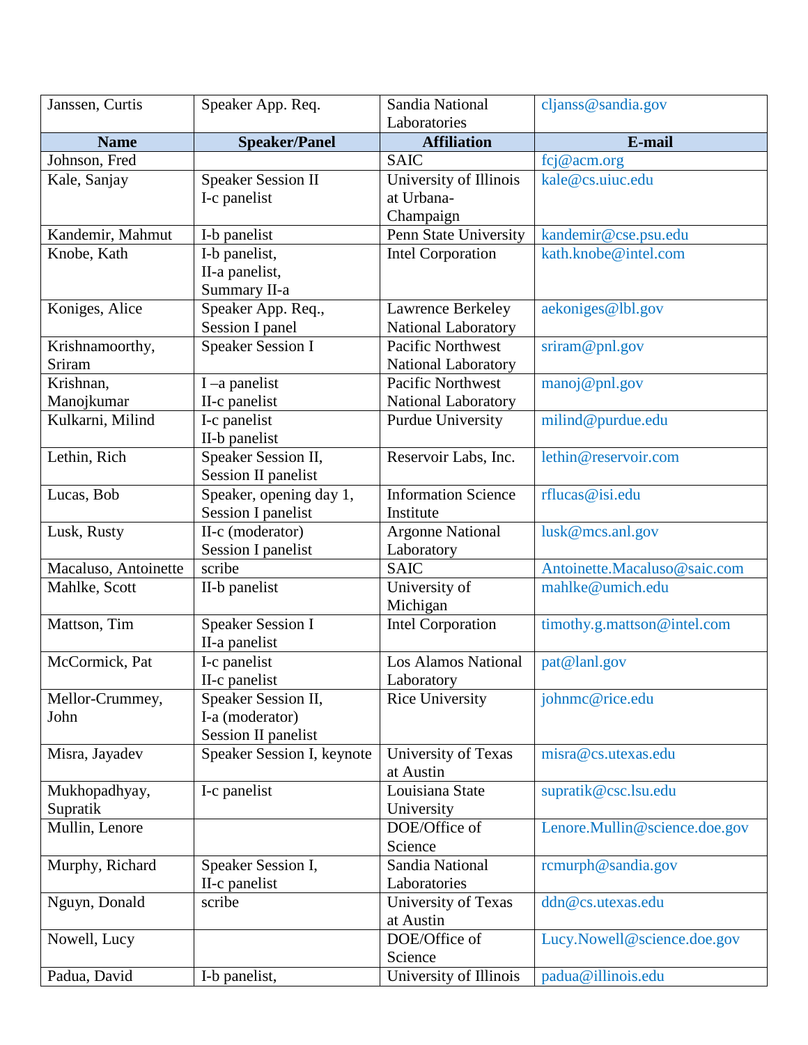| Name | Speaker/Panel | Affiliation | E-mail |
|---|---|---|---|
| Janssen, Curtis | Speaker App. Req. | Sandia National Laboratories | cljanss@sandia.gov |
| Johnson, Fred | | SAIC | fcj@acm.org |
| Kale, Sanjay | Speaker Session II I-c panelist | University of Illinois at Urbana-Champaign | kale@cs.uiuc.edu |
| Kandemir, Mahmut | I-b panelist | Penn State University | kandemir@cse.psu.edu |
| Knobe, Kath | I-b panelist, II-a panelist, Summary II-a | Intel Corporation | kath.knobe@intel.com |
| Koniges, Alice | Speaker App. Req., Session I panel | Lawrence Berkeley National Laboratory | aekoniges@lbl.gov |
| Krishnamoorthy, Sriram | Speaker Session I | Pacific Northwest National Laboratory | sriram@pnl.gov |
| Krishnan, Manojkumar | I –a panelist II-c panelist | Pacific Northwest National Laboratory | manoj@pnl.gov |
| Kulkarni, Milind | I-c panelist II-b panelist | Purdue University | milind@purdue.edu |
| Lethin, Rich | Speaker Session II, Session II panelist | Reservoir Labs, Inc. | lethin@reservoir.com |
| Lucas, Bob | Speaker, opening day 1, Session I panelist | Information Science Institute | rflucas@isi.edu |
| Lusk, Rusty | II-c (moderator) Session I panelist | Argonne National Laboratory | lusk@mcs.anl.gov |
| Macaluso, Antoinette | scribe | SAIC | Antoinette.Macaluso@saic.com |
| Mahlke, Scott | II-b panelist | University of Michigan | mahlke@umich.edu |
| Mattson, Tim | Speaker Session I II-a panelist | Intel Corporation | timothy.g.mattson@intel.com |
| McCormick, Pat | I-c panelist II-c panelist | Los Alamos National Laboratory | pat@lanl.gov |
| Mellor-Crummey, John | Speaker Session II, I-a (moderator) Session II panelist | Rice University | johnmc@rice.edu |
| Misra, Jayadev | Speaker Session I, keynote | University of Texas at Austin | misra@cs.utexas.edu |
| Mukhopadhyay, Supratik | I-c panelist | Louisiana State University | supratik@csc.lsu.edu |
| Mullin, Lenore | | DOE/Office of Science | Lenore.Mullin@science.doe.gov |
| Murphy, Richard | Speaker Session I, II-c panelist | Sandia National Laboratories | rcmurph@sandia.gov |
| Nguyn, Donald | scribe | University of Texas at Austin | ddn@cs.utexas.edu |
| Nowell, Lucy | | DOE/Office of Science | Lucy.Nowell@science.doe.gov |
| Padua, David | I-b panelist, | University of Illinois | padua@illinois.edu |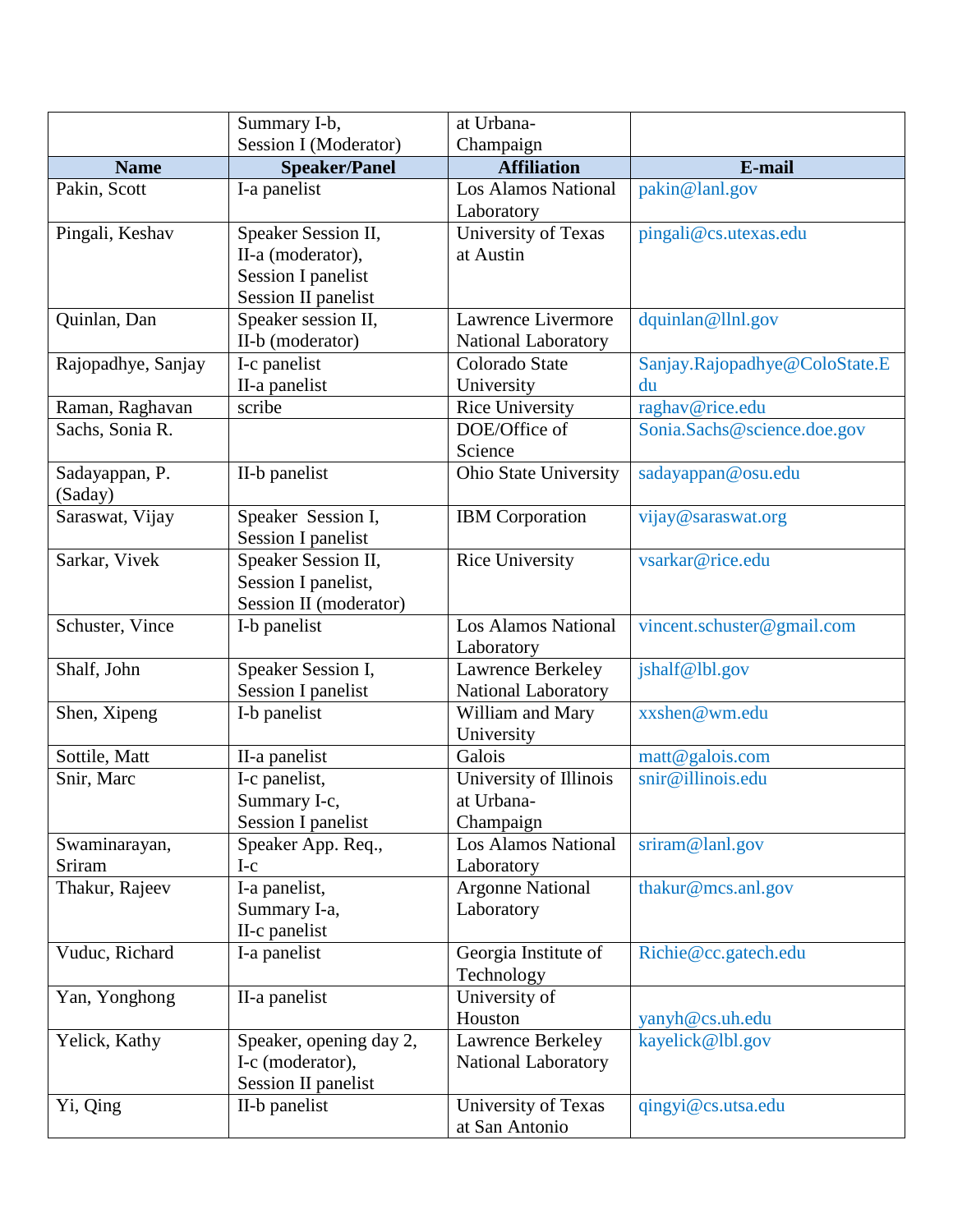| | | | |
|---|---|---|---|
| | Summary I-b, Session I (Moderator) | at Urbana-Champaign | |
| **Name** | **Speaker/Panel** | **Affiliation** | **E-mail** |
| Pakin, Scott | I-a panelist | Los Alamos National Laboratory | pakin@lanl.gov |
| Pingali, Keshav | Speaker Session II, II-a (moderator), Session I panelist Session II panelist | University of Texas at Austin | pingali@cs.utexas.edu |
| Quinlan, Dan | Speaker session II, II-b (moderator) | Lawrence Livermore National Laboratory | dquinlan@llnl.gov |
| Rajopadhye, Sanjay | I-c panelist II-a panelist | Colorado State University | Sanjay.Rajopadhye@ColoState.Edu |
| Raman, Raghavan | scribe | Rice University | raghav@rice.edu |
| Sachs, Sonia R. | | DOE/Office of Science | Sonia.Sachs@science.doe.gov |
| Sadayappan, P. (Saday) | II-b panelist | Ohio State University | sadayappan@osu.edu |
| Saraswat, Vijay | Speaker Session I, Session I panelist | IBM Corporation | vijay@saraswat.org |
| Sarkar, Vivek | Speaker Session II, Session I panelist, Session II (moderator) | Rice University | vsarkar@rice.edu |
| Schuster, Vince | I-b panelist | Los Alamos National Laboratory | vincent.schuster@gmail.com |
| Shalf, John | Speaker Session I, Session I panelist | Lawrence Berkeley National Laboratory | jshalf@lbl.gov |
| Shen, Xipeng | I-b panelist | William and Mary University | xxshen@wm.edu |
| Sottile, Matt | II-a panelist | Galois | matt@galois.com |
| Snir, Marc | I-c panelist, Summary I-c, Session I panelist | University of Illinois at Urbana-Champaign | snir@illinois.edu |
| Swaminarayan, Sriram | Speaker App. Req., I-c | Los Alamos National Laboratory | sriram@lanl.gov |
| Thakur, Rajeev | I-a panelist, Summary I-a, II-c panelist | Argonne National Laboratory | thakur@mcs.anl.gov |
| Vuduc, Richard | I-a panelist | Georgia Institute of Technology | Richie@cc.gatech.edu |
| Yan, Yonghong | II-a panelist | University of Houston | yanyh@cs.uh.edu |
| Yelick, Kathy | Speaker, opening day 2, I-c (moderator), Session II panelist | Lawrence Berkeley National Laboratory | kayelick@lbl.gov |
| Yi, Qing | II-b panelist | University of Texas at San Antonio | qingyi@cs.utsa.edu |